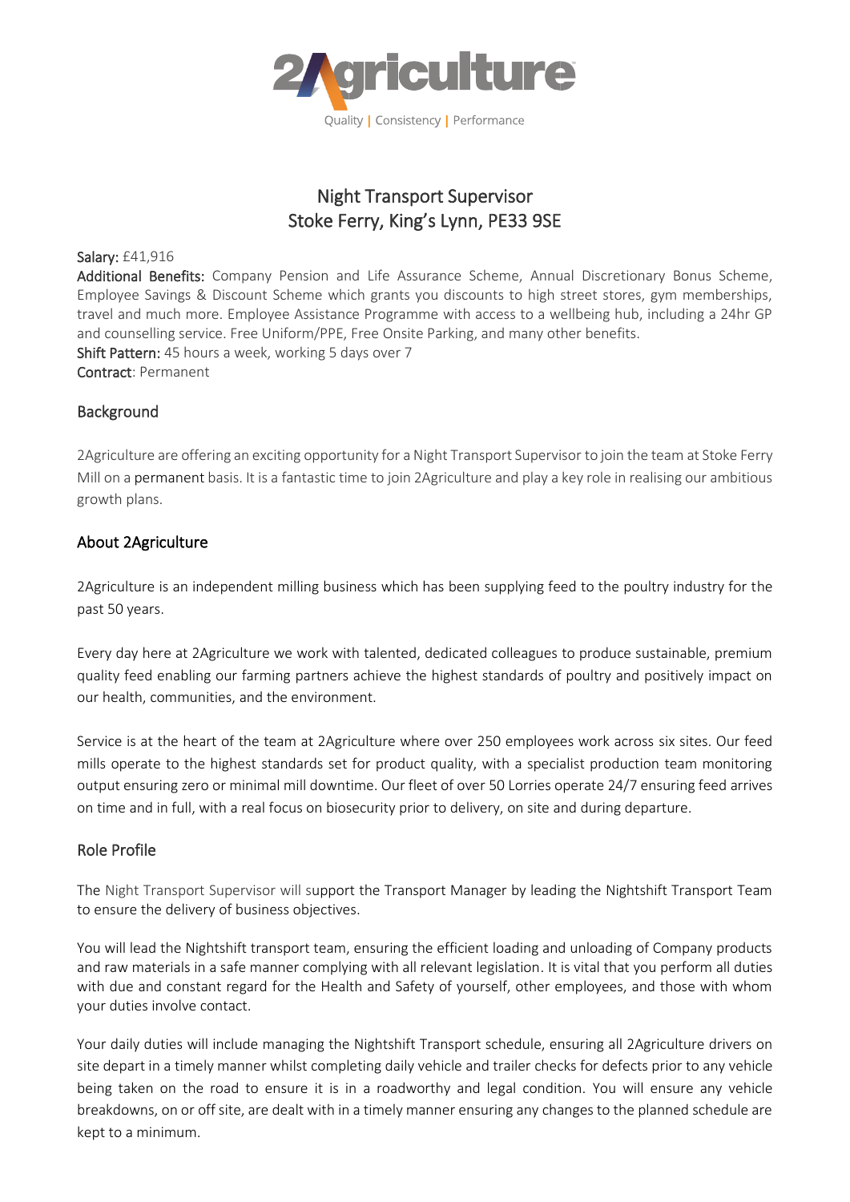2Agriculture
Quality | Consistency | Performance

# Night Transport Supervisor
## Stoke Ferry, King's Lynn, PE33 9SE

**Salary:** £41,916
**Additional Benefits:** Company Pension and Life Assurance Scheme, Annual Discretionary Bonus Scheme, Employee Savings & Discount Scheme which grants you discounts to high street stores, gym memberships, travel and much more. Employee Assistance Programme with access to a wellbeing hub, including a 24hr GP and counselling service. Free Uniform/PPE, Free Onsite Parking, and many other benefits.
**Shift Pattern:** 45 hours a week, working 5 days over 7
**Contract**: Permanent

## Background

2Agriculture are offering an exciting opportunity for a Night Transport Supervisor to join the team at Stoke Ferry Mill on a permanent basis. It is a fantastic time to join 2Agriculture and play a key role in realising our ambitious growth plans.

## About 2Agriculture

2Agriculture is an independent milling business which has been supplying feed to the poultry industry for the past 50 years.

Every day here at 2Agriculture we work with talented, dedicated colleagues to produce sustainable, premium quality feed enabling our farming partners achieve the highest standards of poultry and positively impact on our health, communities, and the environment.

Service is at the heart of the team at 2Agriculture where over 250 employees work across six sites. Our feed mills operate to the highest standards set for product quality, with a specialist production team monitoring output ensuring zero or minimal mill downtime. Our fleet of over 50 Lorries operate 24/7 ensuring feed arrives on time and in full, with a real focus on biosecurity prior to delivery, on site and during departure.

## Role Profile

The Night Transport Supervisor will support the Transport Manager by leading the Nightshift Transport Team to ensure the delivery of business objectives.

You will lead the Nightshift transport team, ensuring the efficient loading and unloading of Company products and raw materials in a safe manner complying with all relevant legislation. It is vital that you perform all duties with due and constant regard for the Health and Safety of yourself, other employees, and those with whom your duties involve contact.

Your daily duties will include managing the Nightshift Transport schedule, ensuring all 2Agriculture drivers on site depart in a timely manner whilst completing daily vehicle and trailer checks for defects prior to any vehicle being taken on the road to ensure it is in a roadworthy and legal condition. You will ensure any vehicle breakdowns, on or off site, are dealt with in a timely manner ensuring any changes to the planned schedule are kept to a minimum.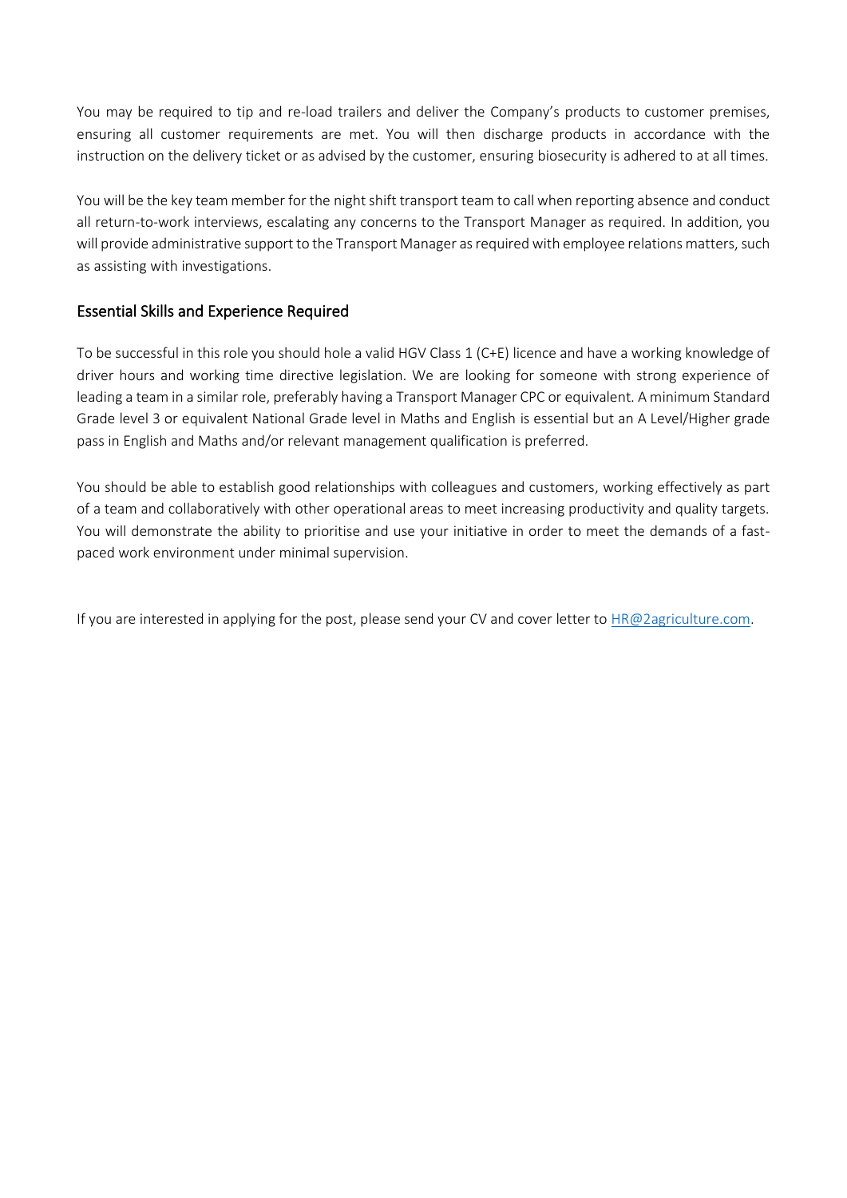You may be required to tip and re-load trailers and deliver the Company's products to customer premises, ensuring all customer requirements are met. You will then discharge products in accordance with the instruction on the delivery ticket or as advised by the customer, ensuring biosecurity is adhered to at all times.

You will be the key team member for the night shift transport team to call when reporting absence and conduct all return-to-work interviews, escalating any concerns to the Transport Manager as required. In addition, you will provide administrative support to the Transport Manager as required with employee relations matters, such as assisting with investigations.

## Essential Skills and Experience Required

To be successful in this role you should hole a valid HGV Class 1 (C+E) licence and have a working knowledge of driver hours and working time directive legislation. We are looking for someone with strong experience of leading a team in a similar role, preferably having a Transport Manager CPC or equivalent. A minimum Standard Grade level 3 or equivalent National Grade level in Maths and English is essential but an A Level/Higher grade pass in English and Maths and/or relevant management qualification is preferred.

You should be able to establish good relationships with colleagues and customers, working effectively as part of a team and collaboratively with other operational areas to meet increasing productivity and quality targets. You will demonstrate the ability to prioritise and use your initiative in order to meet the demands of a fast-paced work environment under minimal supervision.

If you are interested in applying for the post, please send your CV and cover letter to HR@2agriculture.com.